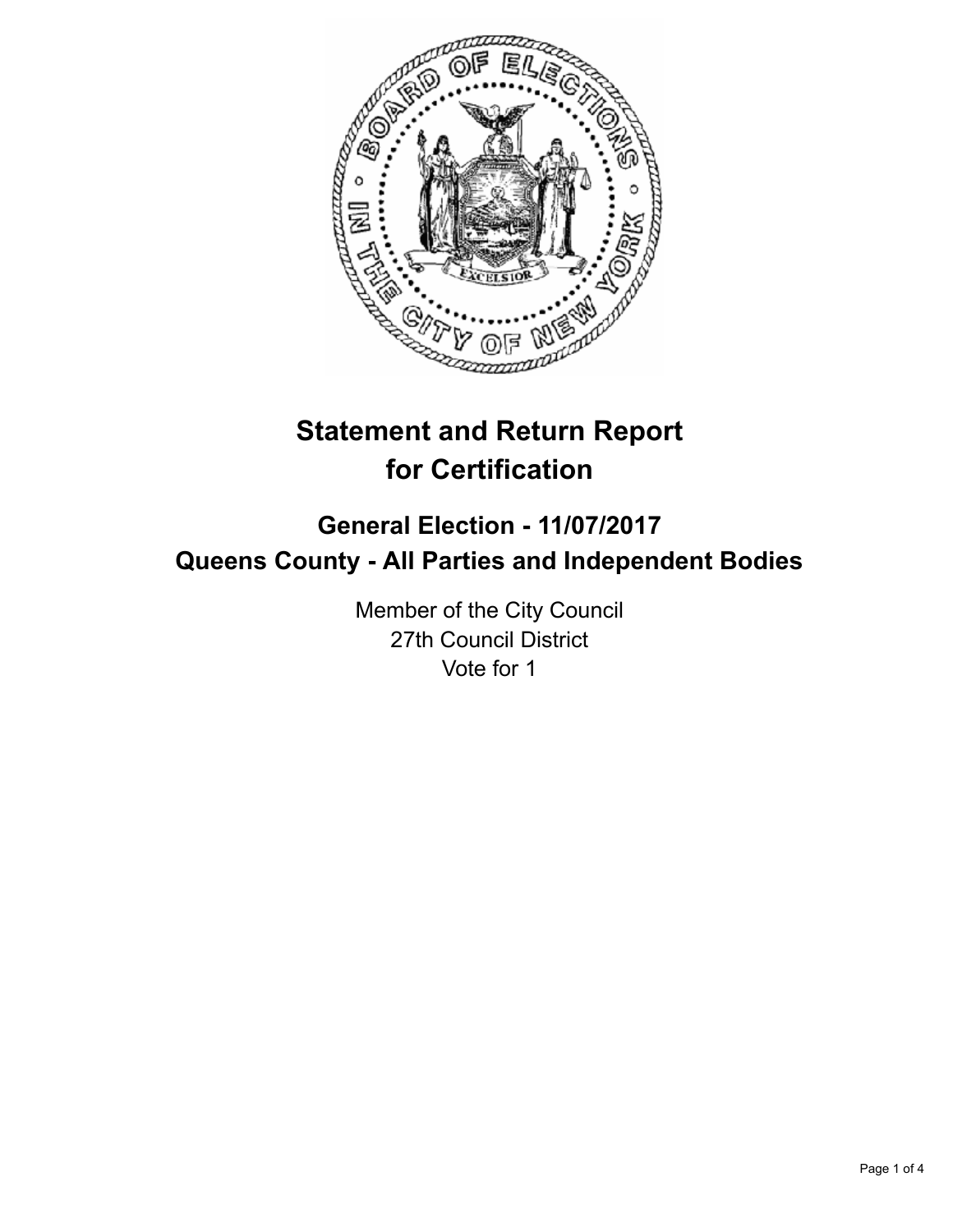# Statement and Return Report for Certification

## General Election - 11/07/2017
## Queens County - All Parties and Independent Bodies

Member of the City Council
27th Council District
Vote for 1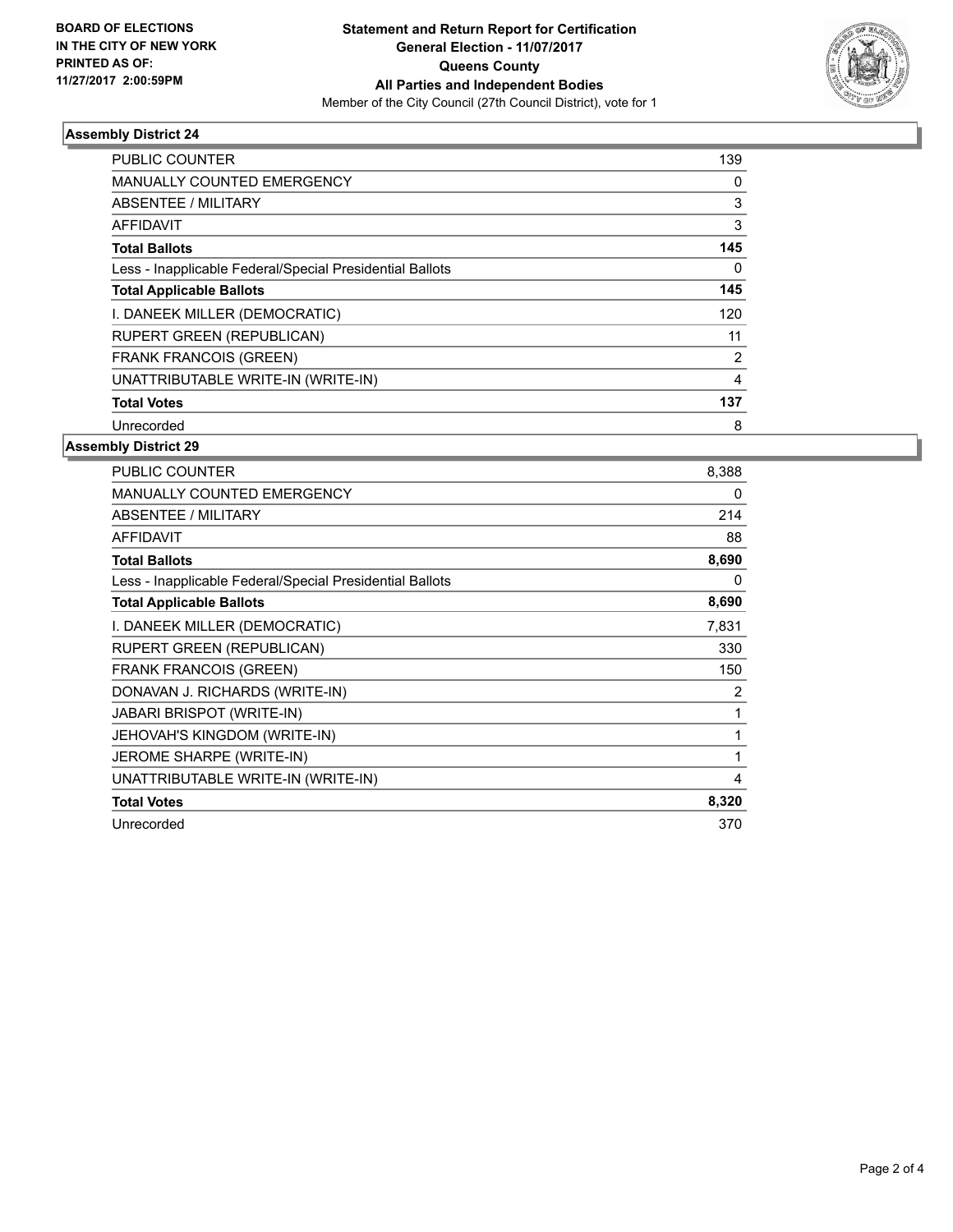BOARD OF ELECTIONS
IN THE CITY OF NEW YORK
PRINTED AS OF:
11/27/2017 2:00:59PM

# Statement and Return Report for Certification
## General Election - 11/07/2017
## Queens County
## All Parties and Independent Bodies
Member of the City Council (27th Council District), vote for 1

### Assembly District 24

| | |
|---|---|
| PUBLIC COUNTER | 139 |
| MANUALLY COUNTED EMERGENCY | 0 |
| ABSENTEE / MILITARY | 3 |
| AFFIDAVIT | 3 |
| **Total Ballots** | **145** |
| Less - Inapplicable Federal/Special Presidential Ballots | 0 |
| **Total Applicable Ballots** | **145** |
| I. DANEEK MILLER (DEMOCRATIC) | 120 |
| RUPERT GREEN (REPUBLICAN) | 11 |
| FRANK FRANCOIS (GREEN) | 2 |
| UNATTRIBUTABLE WRITE-IN (WRITE-IN) | 4 |
| **Total Votes** | **137** |
| Unrecorded | 8 |

### Assembly District 29

| | |
|---|---|
| PUBLIC COUNTER | 8,388 |
| MANUALLY COUNTED EMERGENCY | 0 |
| ABSENTEE / MILITARY | 214 |
| AFFIDAVIT | 88 |
| **Total Ballots** | **8,690** |
| Less - Inapplicable Federal/Special Presidential Ballots | 0 |
| **Total Applicable Ballots** | **8,690** |
| I. DANEEK MILLER (DEMOCRATIC) | 7,831 |
| RUPERT GREEN (REPUBLICAN) | 330 |
| FRANK FRANCOIS (GREEN) | 150 |
| DONAVAN J. RICHARDS (WRITE-IN) | 2 |
| JABARI BRISPOT (WRITE-IN) | 1 |
| JEHOVAH'S KINGDOM (WRITE-IN) | 1 |
| JEROME SHARPE (WRITE-IN) | 1 |
| UNATTRIBUTABLE WRITE-IN (WRITE-IN) | 4 |
| **Total Votes** | **8,320** |
| Unrecorded | 370 |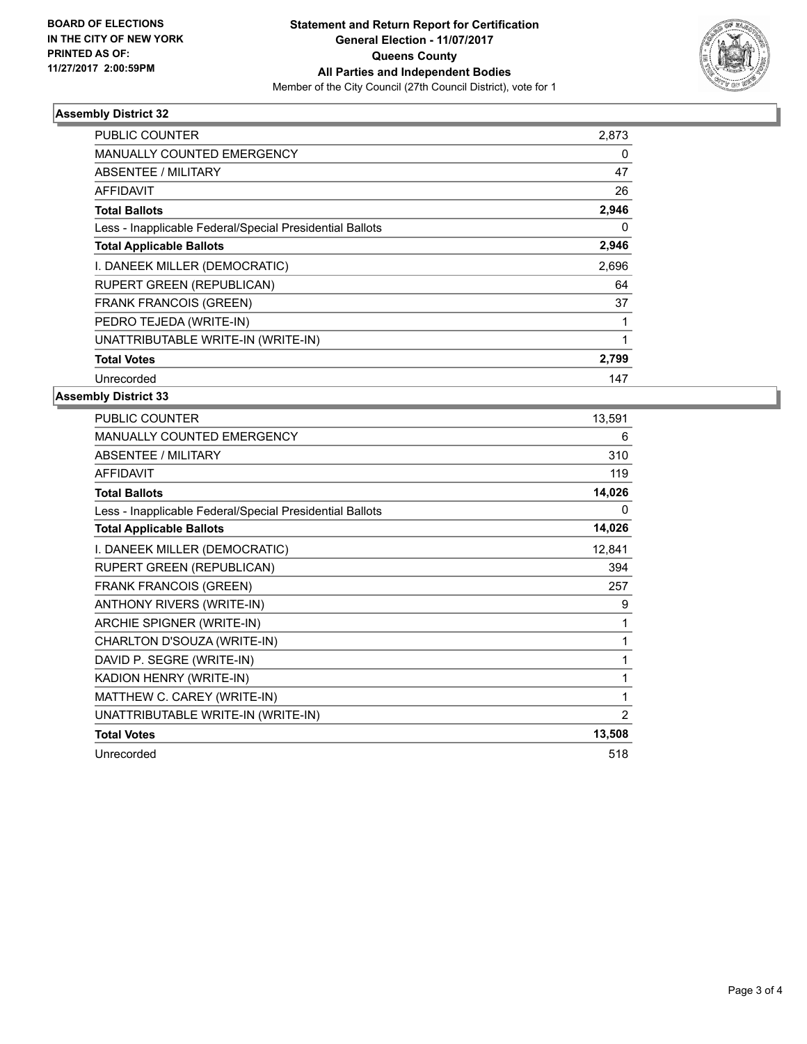**BOARD OF ELECTIONS IN THE CITY OF NEW YORK PRINTED AS OF: 11/27/2017 2:00:59PM**

# Statement and Return Report for Certification
## General Election - 11/07/2017
## Queens County
## All Parties and Independent Bodies

Member of the City Council (27th Council District), vote for 1

### Assembly District 32

| | |
|---|---|
| PUBLIC COUNTER | 2,873 |
| MANUALLY COUNTED EMERGENCY | 0 |
| ABSENTEE / MILITARY | 47 |
| AFFIDAVIT | 26 |
| **Total Ballots** | **2,946** |
| Less - Inapplicable Federal/Special Presidential Ballots | 0 |
| **Total Applicable Ballots** | **2,946** |
| I. DANEEK MILLER (DEMOCRATIC) | 2,696 |
| RUPERT GREEN (REPUBLICAN) | 64 |
| FRANK FRANCOIS (GREEN) | 37 |
| PEDRO TEJEDA (WRITE-IN) | 1 |
| UNATTRIBUTABLE WRITE-IN (WRITE-IN) | 1 |
| **Total Votes** | **2,799** |
| Unrecorded | 147 |

### Assembly District 33

| | |
|---|---|
| PUBLIC COUNTER | 13,591 |
| MANUALLY COUNTED EMERGENCY | 6 |
| ABSENTEE / MILITARY | 310 |
| AFFIDAVIT | 119 |
| **Total Ballots** | **14,026** |
| Less - Inapplicable Federal/Special Presidential Ballots | 0 |
| **Total Applicable Ballots** | **14,026** |
| I. DANEEK MILLER (DEMOCRATIC) | 12,841 |
| RUPERT GREEN (REPUBLICAN) | 394 |
| FRANK FRANCOIS (GREEN) | 257 |
| ANTHONY RIVERS (WRITE-IN) | 9 |
| ARCHIE SPIGNER (WRITE-IN) | 1 |
| CHARLTON D'SOUZA (WRITE-IN) | 1 |
| DAVID P. SEGRE (WRITE-IN) | 1 |
| KADION HENRY (WRITE-IN) | 1 |
| MATTHEW C. CAREY (WRITE-IN) | 1 |
| UNATTRIBUTABLE WRITE-IN (WRITE-IN) | 2 |
| **Total Votes** | **13,508** |
| Unrecorded | 518 |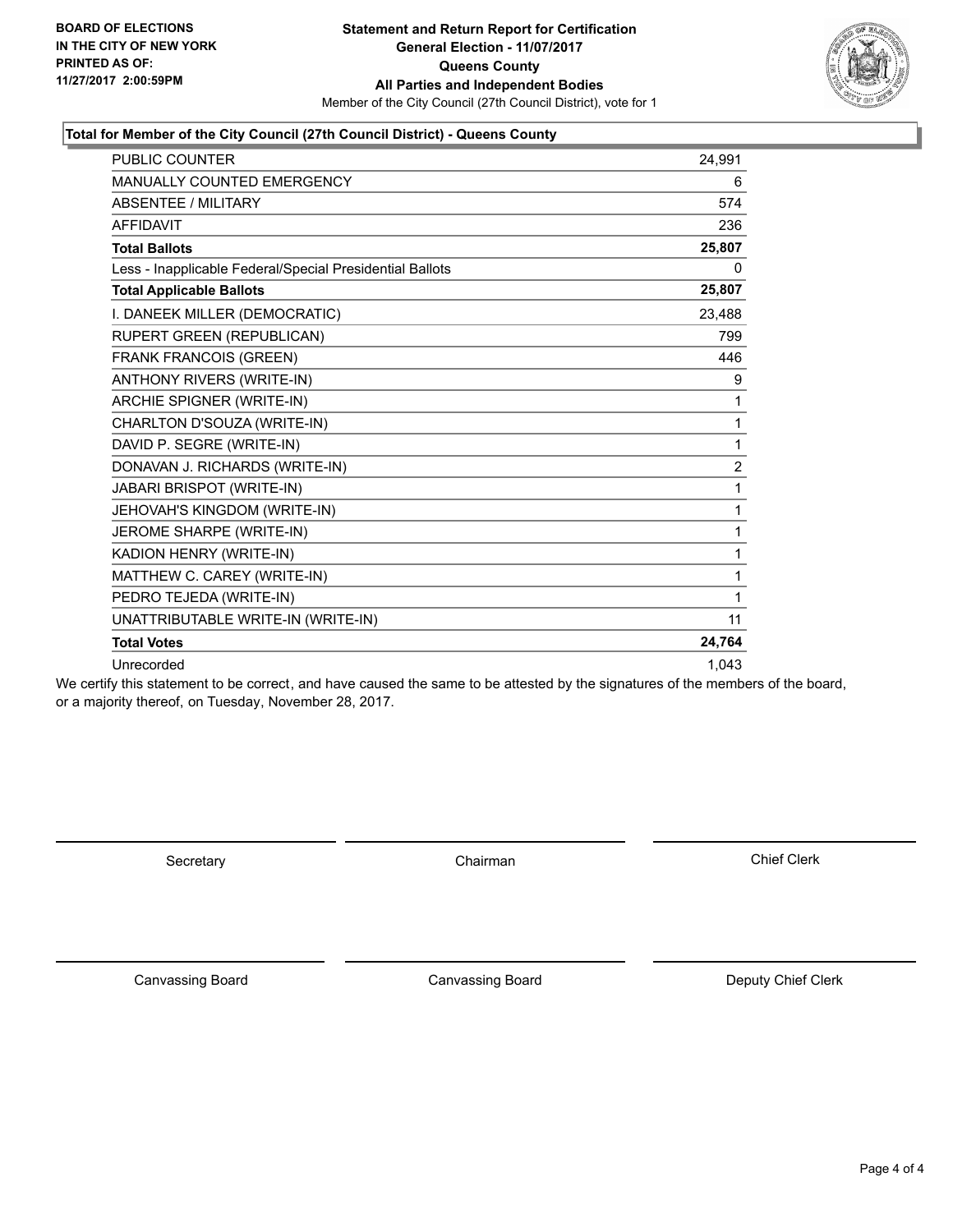**BOARD OF ELECTIONS IN THE CITY OF NEW YORK PRINTED AS OF: 11/27/2017 2:00:59PM**

# Statement and Return Report for Certification
## General Election - 11/07/2017
## Queens County
## All Parties and Independent Bodies

Member of the City Council (27th Council District), vote for 1

### Total for Member of the City Council (27th Council District) - Queens County

| | |
|---|---|
| PUBLIC COUNTER | 24,991 |
| MANUALLY COUNTED EMERGENCY | 6 |
| ABSENTEE / MILITARY | 574 |
| AFFIDAVIT | 236 |
| **Total Ballots** | **25,807** |
| Less - Inapplicable Federal/Special Presidential Ballots | 0 |
| **Total Applicable Ballots** | **25,807** |
| I. DANEEK MILLER (DEMOCRATIC) | 23,488 |
| RUPERT GREEN (REPUBLICAN) | 799 |
| FRANK FRANCOIS (GREEN) | 446 |
| ANTHONY RIVERS (WRITE-IN) | 9 |
| ARCHIE SPIGNER (WRITE-IN) | 1 |
| CHARLTON D'SOUZA (WRITE-IN) | 1 |
| DAVID P. SEGRE (WRITE-IN) | 1 |
| DONAVAN J. RICHARDS (WRITE-IN) | 2 |
| JABARI BRISPOT (WRITE-IN) | 1 |
| JEHOVAH'S KINGDOM (WRITE-IN) | 1 |
| JEROME SHARPE (WRITE-IN) | 1 |
| KADION HENRY (WRITE-IN) | 1 |
| MATTHEW C. CAREY (WRITE-IN) | 1 |
| PEDRO TEJEDA (WRITE-IN) | 1 |
| UNATTRIBUTABLE WRITE-IN (WRITE-IN) | 11 |
| **Total Votes** | **24,764** |
| Unrecorded | 1,043 |

We certify this statement to be correct, and have caused the same to be attested by the signatures of the members of the board, or a majority thereof, on Tuesday, November 28, 2017.

Secretary

Chairman

Chief Clerk

Canvassing Board

Canvassing Board

Deputy Chief Clerk